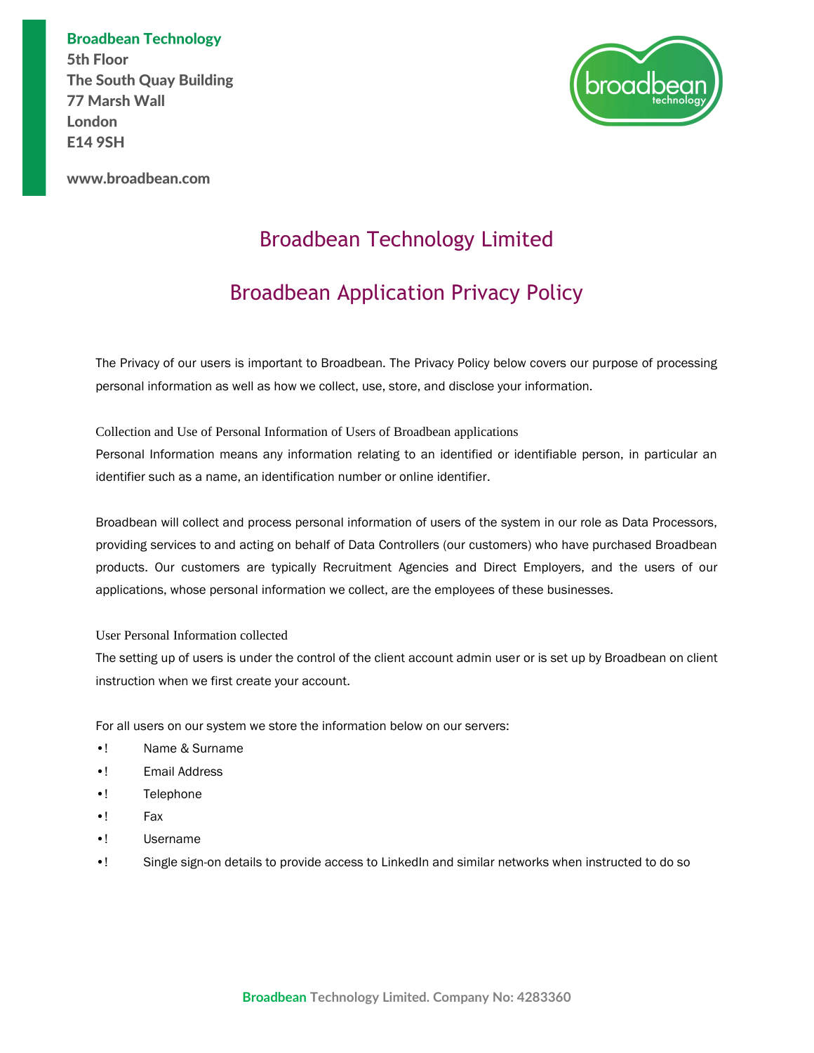**Broadbean Technology**
**5th Floor**
**The South Quay Building**
**77 Marsh Wall**
**London**
**E14 9SH**

**www.broadbean.com**

# Broadbean Technology Limited

# Broadbean Application Privacy Policy

The Privacy of our users is important to Broadbean. The Privacy Policy below covers our purpose of processing personal information as well as how we collect, use, store, and disclose your information.

## Collection and Use of Personal Information of Users of Broadbean applications

Personal Information means any information relating to an identified or identifiable person, in particular an identifier such as a name, an identification number or online identifier.

Broadbean will collect and process personal information of users of the system in our role as Data Processors, providing services to and acting on behalf of Data Controllers (our customers) who have purchased Broadbean products. Our customers are typically Recruitment Agencies and Direct Employers, and the users of our applications, whose personal information we collect, are the employees of these businesses.

## User Personal Information collected

The setting up of users is under the control of the client account admin user or is set up by Broadbean on client instruction when we first create your account.

For all users on our system we store the information below on our servers:

- Name & Surname
- Email Address
- Telephone
- Fax
- Username
- Single sign-on details to provide access to LinkedIn and similar networks when instructed to do so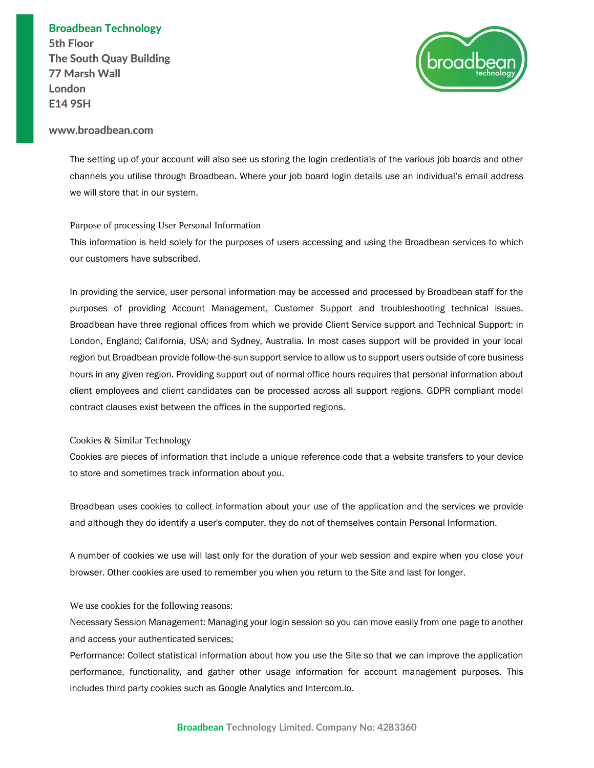The setting up of your account will also see us storing the login credentials of the various job boards and other channels you utilise through Broadbean. Where your job board login details use an individual's email address we will store that in our system.

### Purpose of processing User Personal Information

This information is held solely for the purposes of users accessing and using the Broadbean services to which our customers have subscribed.

In providing the service, user personal information may be accessed and processed by Broadbean staff for the purposes of providing Account Management, Customer Support and troubleshooting technical issues. Broadbean have three regional offices from which we provide Client Service support and Technical Support: in London, England; California, USA; and Sydney, Australia. In most cases support will be provided in your local region but Broadbean provide follow-the-sun support service to allow us to support users outside of core business hours in any given region. Providing support out of normal office hours requires that personal information about client employees and client candidates can be processed across all support regions. GDPR compliant model contract clauses exist between the offices in the supported regions.

### Cookies & Similar Technology

Cookies are pieces of information that include a unique reference code that a website transfers to your device to store and sometimes track information about you.

Broadbean uses cookies to collect information about your use of the application and the services we provide and although they do identify a user's computer, they do not of themselves contain Personal Information.

A number of cookies we use will last only for the duration of your web session and expire when you close your browser. Other cookies are used to remember you when you return to the Site and last for longer.

We use cookies for the following reasons:

Necessary Session Management: Managing your login session so you can move easily from one page to another and access your authenticated services;

Performance: Collect statistical information about how you use the Site so that we can improve the application performance, functionality, and gather other usage information for account management purposes. This includes third party cookies such as Google Analytics and Intercom.io.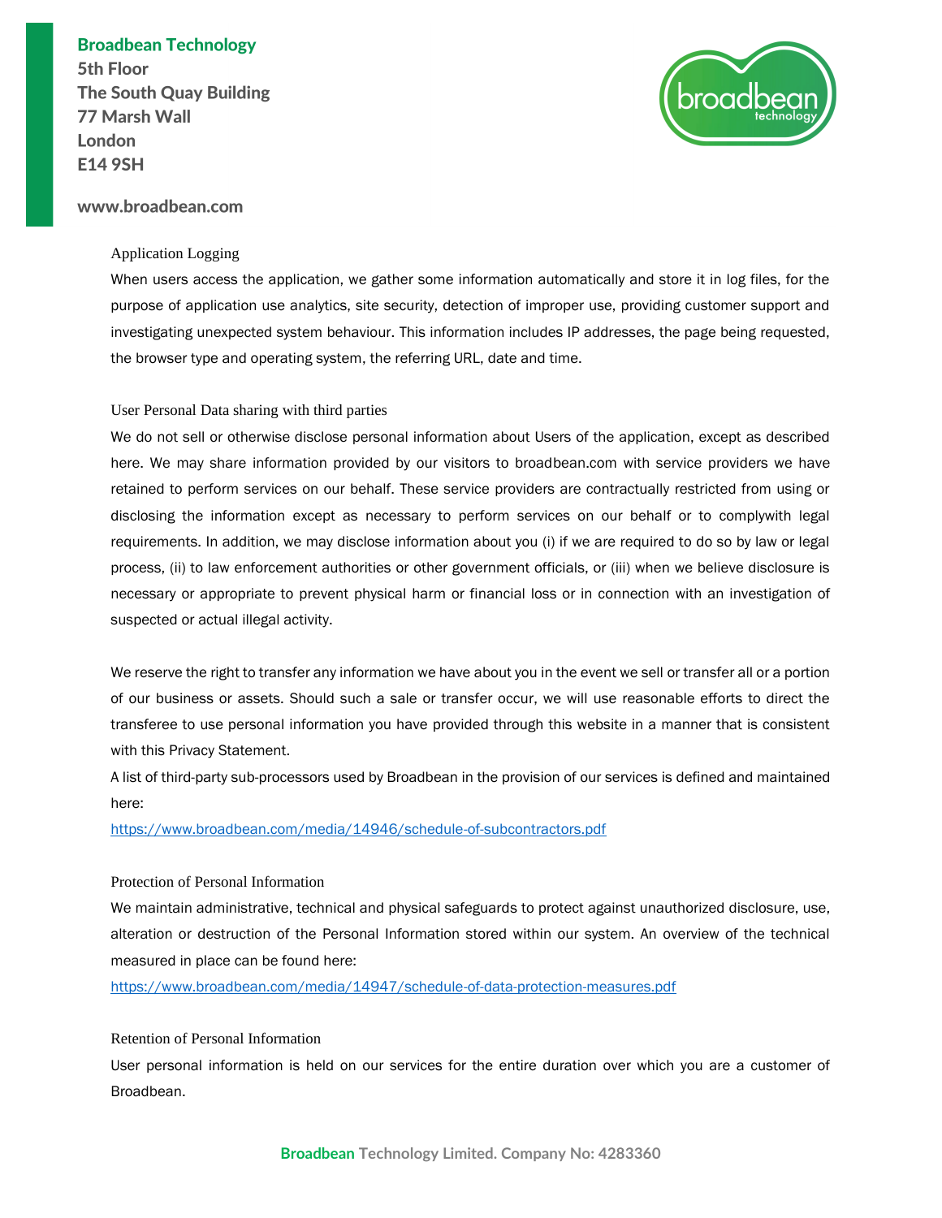## Application Logging

When users access the application, we gather some information automatically and store it in log files, for the purpose of application use analytics, site security, detection of improper use, providing customer support and investigating unexpected system behaviour. This information includes IP addresses, the page being requested, the browser type and operating system, the referring URL, date and time.

## User Personal Data sharing with third parties

We do not sell or otherwise disclose personal information about Users of the application, except as described here. We may share information provided by our visitors to broadbean.com with service providers we have retained to perform services on our behalf. These service providers are contractually restricted from using or disclosing the information except as necessary to perform services on our behalf or to complywith legal requirements. In addition, we may disclose information about you (i) if we are required to do so by law or legal process, (ii) to law enforcement authorities or other government officials, or (iii) when we believe disclosure is necessary or appropriate to prevent physical harm or financial loss or in connection with an investigation of suspected or actual illegal activity.

We reserve the right to transfer any information we have about you in the event we sell or transfer all or a portion of our business or assets. Should such a sale or transfer occur, we will use reasonable efforts to direct the transferee to use personal information you have provided through this website in a manner that is consistent with this Privacy Statement.

A list of third-party sub-processors used by Broadbean in the provision of our services is defined and maintained here:

https://www.broadbean.com/media/14946/schedule-of-subcontractors.pdf

## Protection of Personal Information

We maintain administrative, technical and physical safeguards to protect against unauthorized disclosure, use, alteration or destruction of the Personal Information stored within our system. An overview of the technical measured in place can be found here:

https://www.broadbean.com/media/14947/schedule-of-data-protection-measures.pdf

## Retention of Personal Information

User personal information is held on our services for the entire duration over which you are a customer of Broadbean.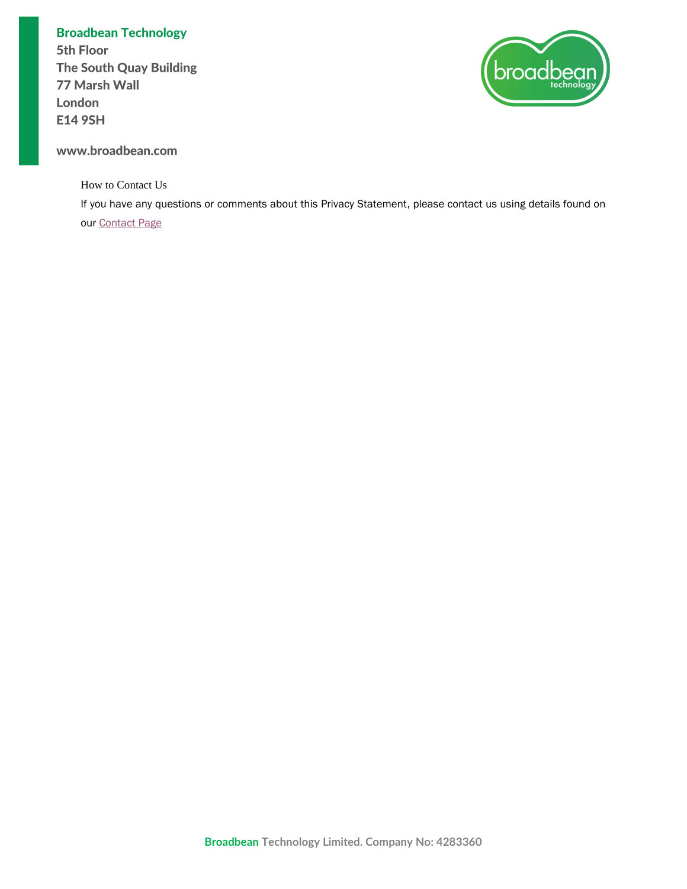## How to Contact Us

If you have any questions or comments about this Privacy Statement, please contact us using details found on our Contact Page